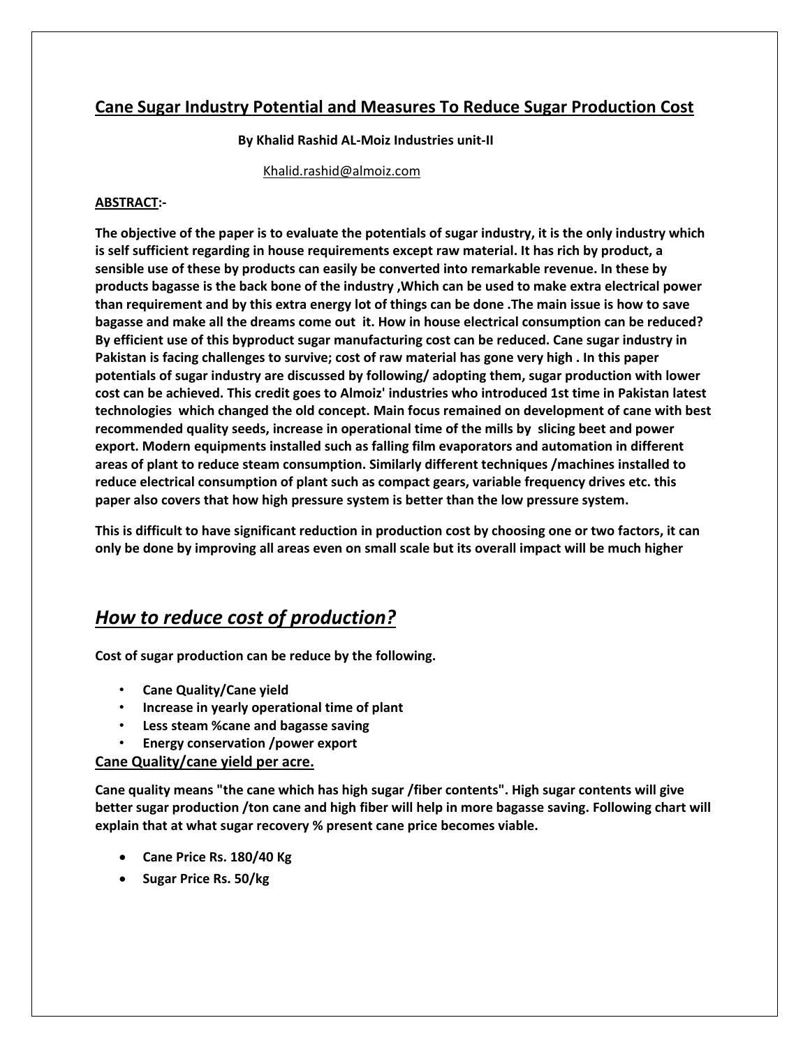# Cane Sugar Industry Potential and Measures To Reduce Sugar Production Cost

**By Khalid Rashid AL-Moiz Industries unit-II**

Khalid.rashid@almoiz.com

**ABSTRACT:-**

**The objective of the paper is to evaluate the potentials of sugar industry, it is the only industry which is self sufficient regarding in house requirements except raw material. It has rich by product, a sensible use of these by products can easily be converted into remarkable revenue. In these by products bagasse is the back bone of the industry ,Which can be used to make extra electrical power than requirement and by this extra energy lot of things can be done .The main issue is how to save bagasse and make all the dreams come out it. How in house electrical consumption can be reduced? By efficient use of this byproduct sugar manufacturing cost can be reduced. Cane sugar industry in Pakistan is facing challenges to survive; cost of raw material has gone very high . In this paper potentials of sugar industry are discussed by following/ adopting them, sugar production with lower cost can be achieved. This credit goes to Almoiz' industries who introduced 1st time in Pakistan latest technologies which changed the old concept. Main focus remained on development of cane with best recommended quality seeds, increase in operational time of the mills by slicing beet and power export. Modern equipments installed such as falling film evaporators and automation in different areas of plant to reduce steam consumption. Similarly different techniques /machines installed to reduce electrical consumption of plant such as compact gears, variable frequency drives etc. this paper also covers that how high pressure system is better than the low pressure system.**

**This is difficult to have significant reduction in production cost by choosing one or two factors, it can only be done by improving all areas even on small scale but its overall impact will be much higher**

## *How to reduce cost of production?*

**Cost of sugar production can be reduce by the following.**

- **Cane Quality/Cane yield**
- **Increase in yearly operational time of plant**
- **Less steam %cane and bagasse saving**
- **Energy conservation /power export**

### Cane Quality/cane yield per acre.

**Cane quality means "the cane which has high sugar /fiber contents". High sugar contents will give better sugar production /ton cane and high fiber will help in more bagasse saving. Following chart will explain that at what sugar recovery % present cane price becomes viable.**

- **Cane Price Rs. 180/40 Kg**
- **Sugar Price Rs. 50/kg**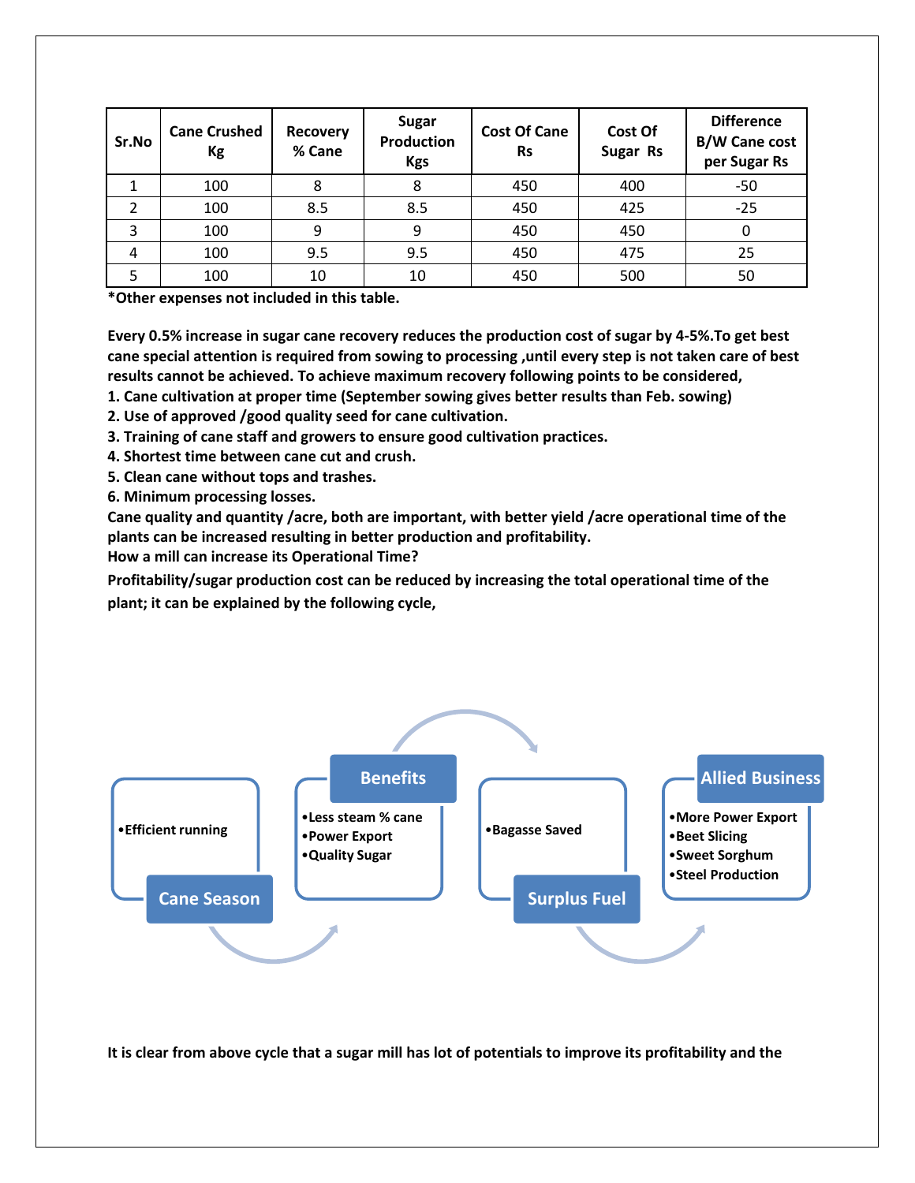| Sr.No | Cane Crushed Kg | Recovery % Cane | Sugar Production Kgs | Cost Of Cane Rs | Cost Of Sugar Rs | Difference B/W Cane cost per Sugar Rs |
|---|---|---|---|---|---|---|
| 1 | 100 | 8 | 8 | 450 | 400 | -50 |
| 2 | 100 | 8.5 | 8.5 | 450 | 425 | -25 |
| 3 | 100 | 9 | 9 | 450 | 450 | 0 |
| 4 | 100 | 9.5 | 9.5 | 450 | 475 | 25 |
| 5 | 100 | 10 | 10 | 450 | 500 | 50 |

**\*Other expenses not included in this table.**

**Every 0.5% increase in sugar cane recovery reduces the production cost of sugar by 4-5%.To get best cane special attention is required from sowing to processing ,until every step is not taken care of best results cannot be achieved. To achieve maximum recovery following points to be considered,**

1. **Cane cultivation at proper time (September sowing gives better results than Feb. sowing)**
2. **Use of approved /good quality seed for cane cultivation.**
3. **Training of cane staff and growers to ensure good cultivation practices.**
4. **Shortest time between cane cut and crush.**
5. **Clean cane without tops and trashes.**
6. **Minimum processing losses.**

**Cane quality and quantity /acre, both are important, with better yield /acre operational time of the plants can be increased resulting in better production and profitability.**

**How a mill can increase its Operational Time?**

**Profitability/sugar production cost can be reduced by increasing the total operational time of the plant; it can be explained by the following cycle,**

**Cane Season**
- Efficient running

**Benefits**
- Less steam % cane
- Power Export
- Quality Sugar

**Surplus Fuel**
- Bagasse Saved

**Allied Business**
- More Power Export
- Beet Slicing
- Sweet Sorghum
- Steel Production

**It is clear from above cycle that a sugar mill has lot of potentials to improve its profitability and the**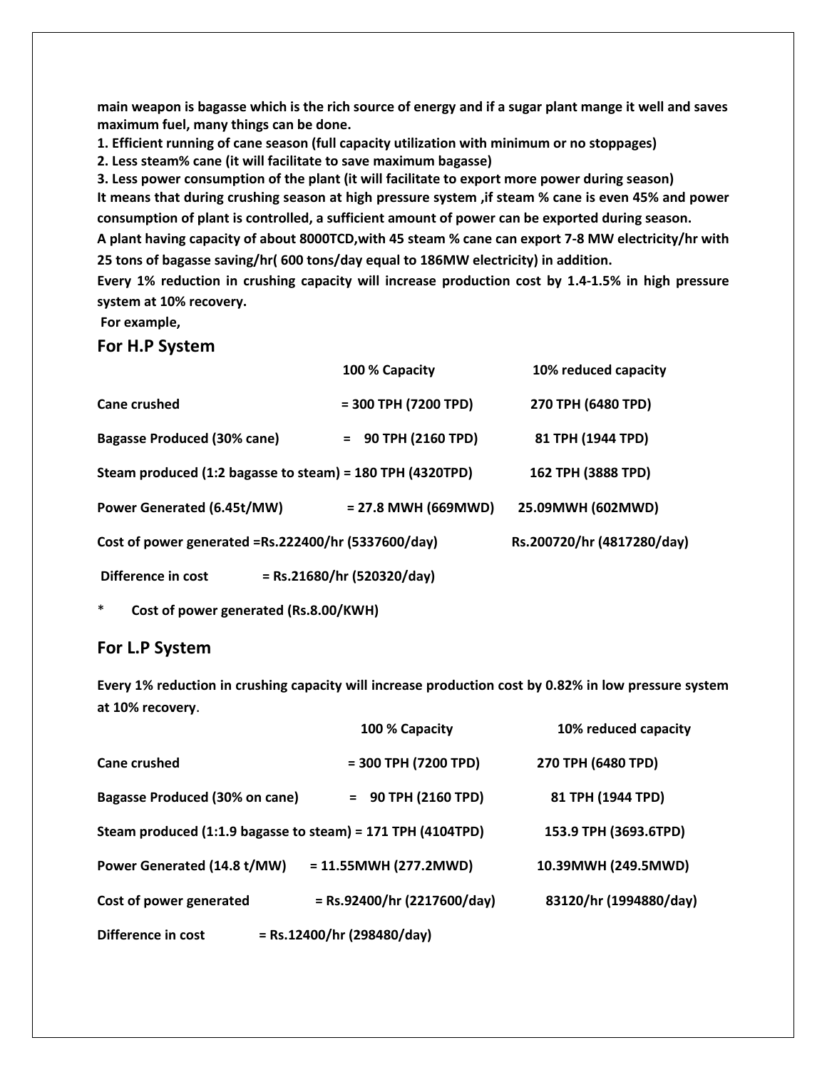**main weapon is bagasse which is the rich source of energy and if a sugar plant mange it well and saves maximum fuel, many things can be done.**

**1. Efficient running of cane season (full capacity utilization with minimum or no stoppages)**

**2. Less steam% cane (it will facilitate to save maximum bagasse)**

**3. Less power consumption of the plant (it will facilitate to export more power during season)**

**It means that during crushing season at high pressure system ,if steam % cane is even 45% and power consumption of plant is controlled, a sufficient amount of power can be exported during season.**

**A plant having capacity of about 8000TCD,with 45 steam % cane can export 7-8 MW electricity/hr with 25 tons of bagasse saving/hr( 600 tons/day equal to 186MW electricity) in addition.**

**Every 1% reduction in crushing capacity will increase production cost by 1.4-1.5% in high pressure system at 10% recovery.**

**For example,**

## For H.P System

| | 100 % Capacity | 10% reduced capacity |
|---|---|---|
| **Cane crushed** | **= 300 TPH (7200 TPD)** | **270 TPH (6480 TPD)** |
| **Bagasse Produced (30% cane)** | **= 90 TPH (2160 TPD)** | **81 TPH (1944 TPD)** |
| **Steam produced (1:2 bagasse to steam)** | **= 180 TPH (4320TPD)** | **162 TPH (3888 TPD)** |
| **Power Generated (6.45t/MW)** | **= 27.8 MWH (669MWD)** | **25.09MWH (602MWD)** |
| **Cost of power generated** | **=Rs.222400/hr (5337600/day)** | **Rs.200720/hr (4817280/day)** |
| **Difference in cost** | **= Rs.21680/hr (520320/day)** | |

\* **Cost of power generated (Rs.8.00/KWH)**

## For L.P System

**Every 1% reduction in crushing capacity will increase production cost by 0.82% in low pressure system at 10% recovery**.

| | 100 % Capacity | 10% reduced capacity |
|---|---|---|
| **Cane crushed** | **= 300 TPH (7200 TPD)** | **270 TPH (6480 TPD)** |
| **Bagasse Produced (30% on cane)** | **= 90 TPH (2160 TPD)** | **81 TPH (1944 TPD)** |
| **Steam produced (1:1.9 bagasse to steam)** | **= 171 TPH (4104TPD)** | **153.9 TPH (3693.6TPD)** |
| **Power Generated (14.8 t/MW)** | **= 11.55MWH (277.2MWD)** | **10.39MWH (249.5MWD)** |
| **Cost of power generated** | **= Rs.92400/hr (2217600/day)** | **83120/hr (1994880/day)** |
| **Difference in cost** | **= Rs.12400/hr (298480/day)** | |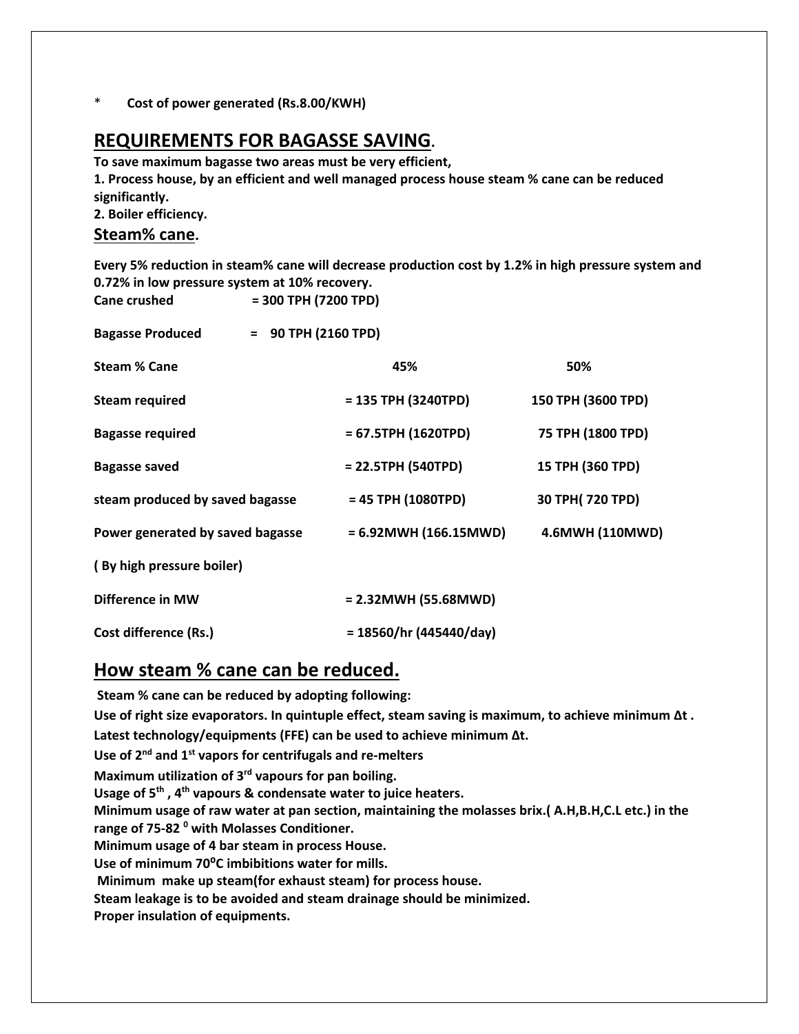* **Cost of power generated (Rs.8.00/KWH)**

## REQUIREMENTS FOR BAGASSE SAVING.

**To save maximum bagasse two areas must be very efficient,**

**1. Process house, by an efficient and well managed process house steam % cane can be reduced significantly.**

**2. Boiler efficiency.**

### Steam% cane.

**Every 5% reduction in steam% cane will decrease production cost by 1.2% in high pressure system and 0.72% in low pressure system at 10% recovery.**

**Cane crushed = 300 TPH (7200 TPD)**

**Bagasse Produced = 90 TPH (2160 TPD)**

| **Steam % Cane** | **45%** | **50%** |
|---|---|---|
| **Steam required** | **= 135 TPH (3240TPD)** | **150 TPH (3600 TPD)** |
| **Bagasse required** | **= 67.5TPH (1620TPD)** | **75 TPH (1800 TPD)** |
| **Bagasse saved** | **= 22.5TPH (540TPD)** | **15 TPH (360 TPD)** |
| **steam produced by saved bagasse** | **= 45 TPH (1080TPD)** | **30 TPH( 720 TPD)** |
| **Power generated by saved bagasse** | **= 6.92MWH (166.15MWD)** | **4.6MWH (110MWD)** |
| **( By high pressure boiler)** | | |
| **Difference in MW** | **= 2.32MWH (55.68MWD)** | |
| **Cost difference (Rs.)** | **= 18560/hr (445440/day)** | |

## How steam % cane can be reduced.

**Steam % cane can be reduced by adopting following:**

**Use of right size evaporators. In quintuple effect, steam saving is maximum, to achieve minimum Δt .**

**Latest technology/equipments (FFE) can be used to achieve minimum Δt.**

**Use of 2nd and 1st vapors for centrifugals and re-melters**

**Maximum utilization of 3rd vapours for pan boiling.**

**Usage of 5th , 4th vapours & condensate water to juice heaters.**

**Minimum usage of raw water at pan section, maintaining the molasses brix.( A.H,B.H,C.L etc.) in the range of 75-82 ⁰ with Molasses Conditioner.**

**Minimum usage of 4 bar steam in process House.**

**Use of minimum 70⁰C imbibitions water for mills.**

**Minimum make up steam(for exhaust steam) for process house.**

**Steam leakage is to be avoided and steam drainage should be minimized.**

**Proper insulation of equipments.**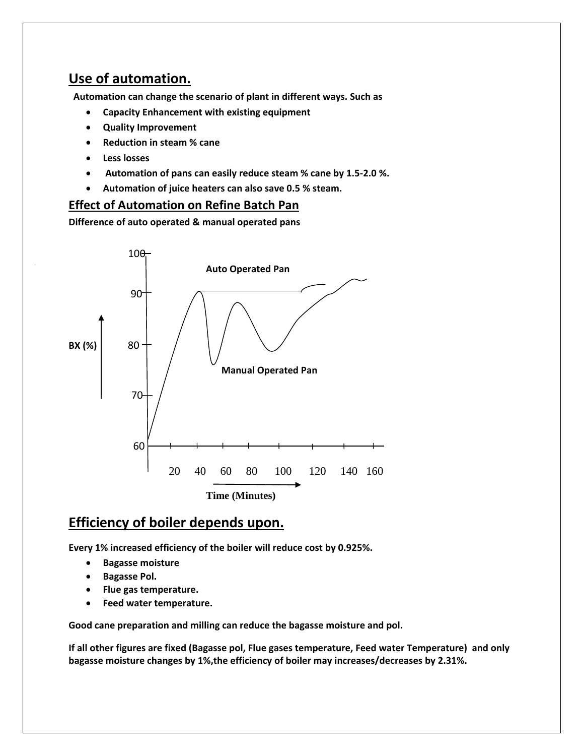## Use of automation.

**Automation can change the scenario of plant in different ways. Such as**

- **Capacity Enhancement with existing equipment**
- **Quality Improvement**
- **Reduction in steam % cane**
- **Less losses**
- **Automation of pans can easily reduce steam % cane by 1.5-2.0 %.**
- **Automation of juice heaters can also save 0.5 % steam.**

### Effect of Automation on Refine Batch Pan

**Difference of auto operated & manual operated pans**

## Efficiency of boiler depends upon.

**Every 1% increased efficiency of the boiler will reduce cost by 0.925%.**

- **Bagasse moisture**
- **Bagasse Pol.**
- **Flue gas temperature.**
- **Feed water temperature.**

**Good cane preparation and milling can reduce the bagasse moisture and pol.**

**If all other figures are fixed (Bagasse pol, Flue gases temperature, Feed water Temperature) and only bagasse moisture changes by 1%,the efficiency of boiler may increases/decreases by 2.31%.**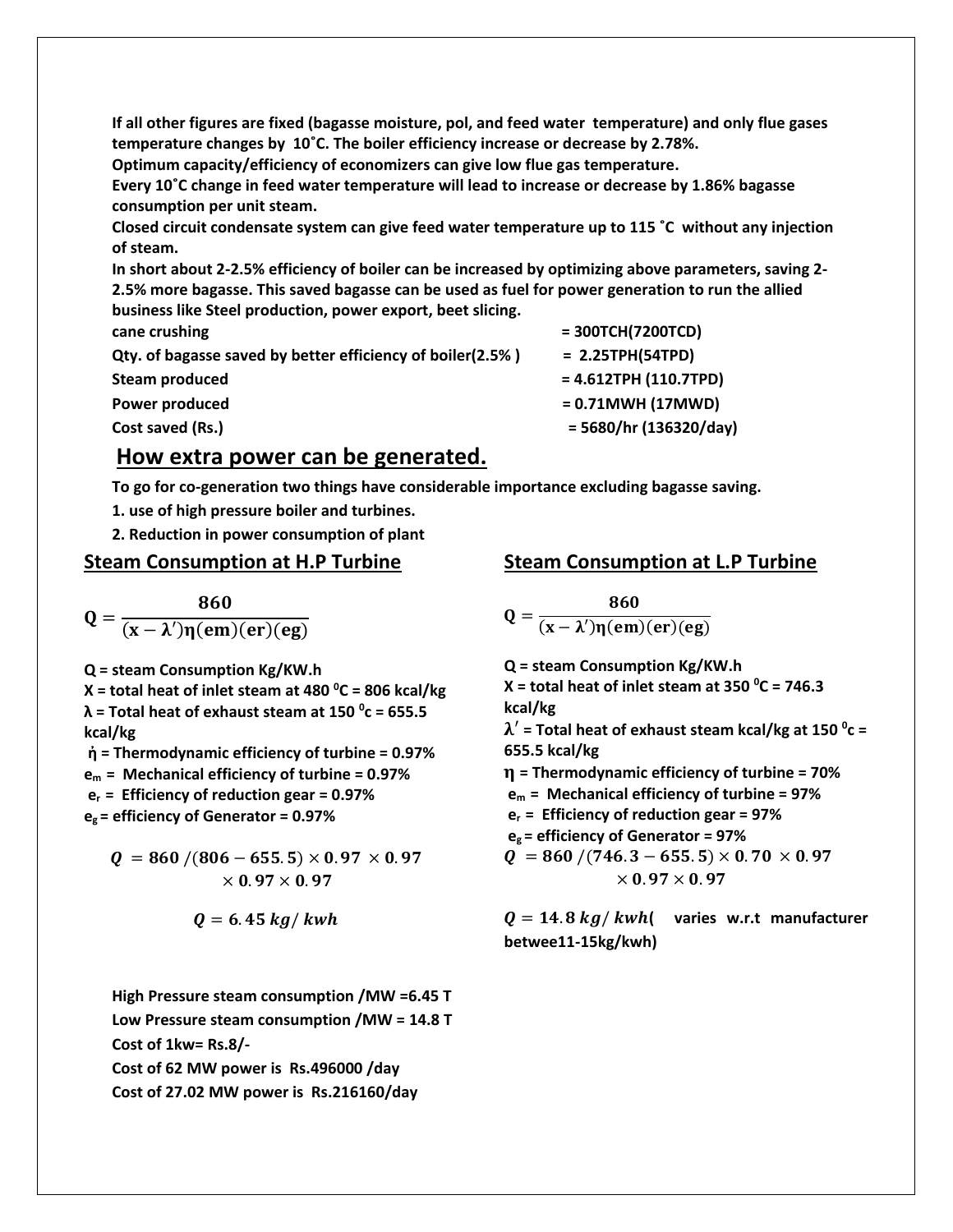**If all other figures are fixed (bagasse moisture, pol, and feed water temperature) and only flue gases temperature changes by 10˚C. The boiler efficiency increase or decrease by 2.78%.**

**Optimum capacity/efficiency of economizers can give low flue gas temperature.**

**Every 10˚C change in feed water temperature will lead to increase or decrease by 1.86% bagasse consumption per unit steam.**

**Closed circuit condensate system can give feed water temperature up to 115 ˚C without any injection of steam.**

**In short about 2-2.5% efficiency of boiler can be increased by optimizing above parameters, saving 2-2.5% more bagasse. This saved bagasse can be used as fuel for power generation to run the allied business like Steel production, power export, beet slicing.**

| | |
|---|---|
| **cane crushing** | **= 300TCH(7200TCD)** |
| **Qty. of bagasse saved by better efficiency of boiler(2.5% )** | **= 2.25TPH(54TPD)** |
| **Steam produced** | **= 4.612TPH (110.7TPD)** |
| **Power produced** | **= 0.71MWH (17MWD)** |
| **Cost saved (Rs.)** | **= 5680/hr (136320/day)** |

## How extra power can be generated.

**To go for co-generation two things have considerable importance excluding bagasse saving.**

**1. use of high pressure boiler and turbines.**

**2. Reduction in power consumption of plant**

### Steam Consumption at H.P Turbine

$$\mathbf{Q} = \frac{\mathbf{860}}{(\mathbf{x} - \boldsymbol{\lambda}')\boldsymbol{\eta}(\mathbf{em})(\mathbf{er})(\mathbf{eg})}$$

**Q = steam Consumption Kg/KW.h**

**X = total heat of inlet steam at 480 $^0$C = 806 kcal/kg**

**λ = Total heat of exhaust steam at 150 $^0$c = 655.5 kcal/kg**

**ή = Thermodynamic efficiency of turbine = 0.97%**

**$e_m$ = Mechanical efficiency of turbine = 0.97%**

**$e_r$ = Efficiency of reduction gear = 0.97%**

**$e_g$ = efficiency of Generator = 0.97%**

$$Q = 860 / (806 - 655.5) \times 0.97 \times 0.97 \times 0.97 \times 0.97$$

$$Q = 6.45\ kg/\ kwh$$

### Steam Consumption at L.P Turbine

$$\mathbf{Q} = \frac{\mathbf{860}}{(\mathbf{x} - \boldsymbol{\lambda}')\boldsymbol{\eta}(\mathbf{em})(\mathbf{er})(\mathbf{eg})}$$

**Q = steam Consumption Kg/KW.h**

**X = total heat of inlet steam at 350 $^0$C = 746.3 kcal/kg**

**λ′ = Total heat of exhaust steam kcal/kg at 150 $^0$c = 655.5 kcal/kg**

**η = Thermodynamic efficiency of turbine = 70%**

**$e_m$ = Mechanical efficiency of turbine = 97%**

**$e_r$ = Efficiency of reduction gear = 97%**

**$e_g$ = efficiency of Generator = 97%**

$$Q = 860 / (746.3 - 655.5) \times 0.70 \times 0.97 \times 0.97 \times 0.97$$

$Q = 14.8\ kg/\ kwh$**( varies w.r.t manufacturer betwee11-15kg/kwh)**

**High Pressure steam consumption /MW =6.45 T**

**Low Pressure steam consumption /MW = 14.8 T**

**Cost of 1kw= Rs.8/-**

**Cost of 62 MW power is Rs.496000 /day**

**Cost of 27.02 MW power is Rs.216160/day**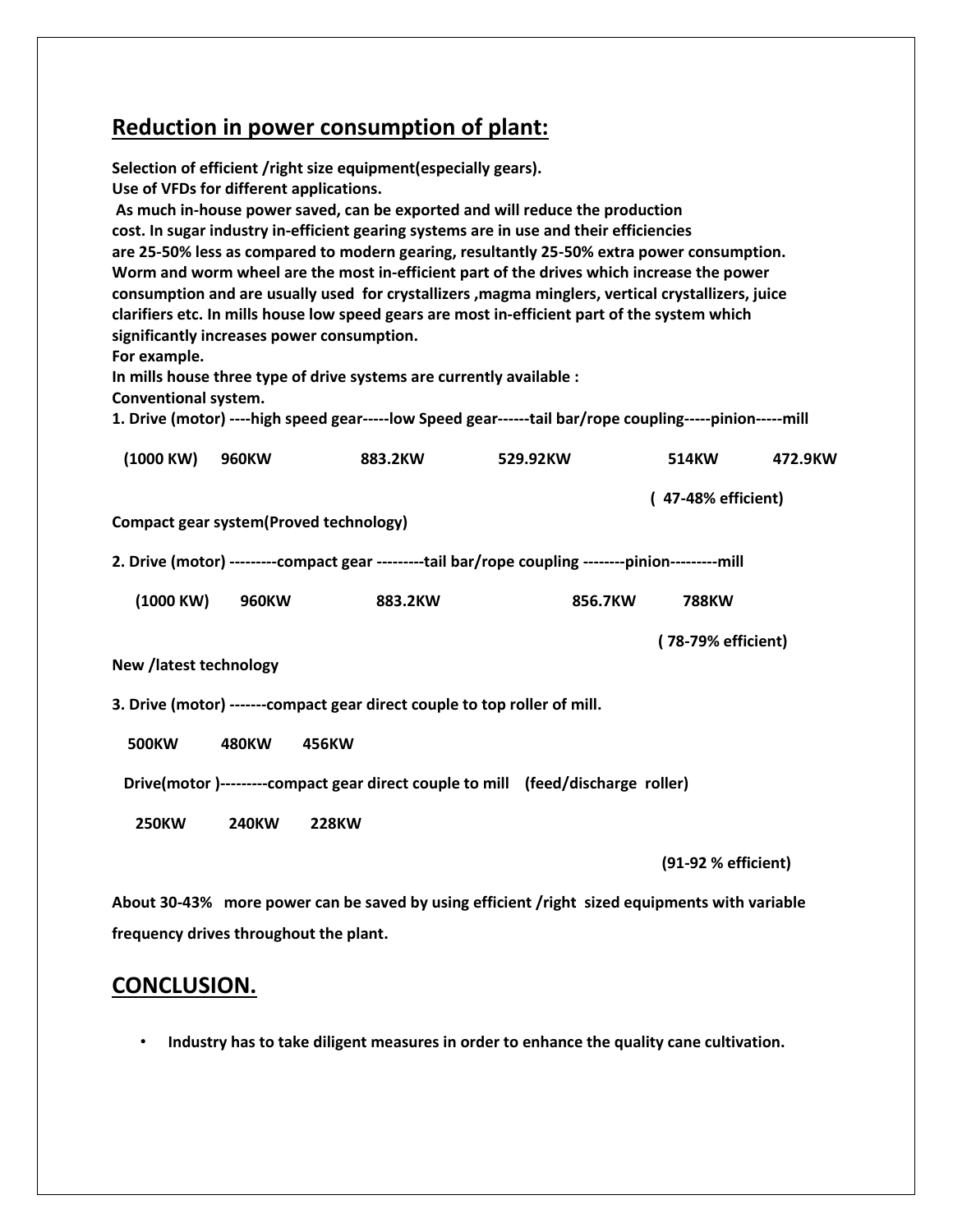## Reduction in power consumption of plant:

**Selection of efficient /right size equipment(especially gears).**
**Use of VFDs for different applications.**
**As much in-house power saved, can be exported and will reduce the production cost. In sugar industry in-efficient gearing systems are in use and their efficiencies are 25-50% less as compared to modern gearing, resultantly 25-50% extra power consumption. Worm and worm wheel are the most in-efficient part of the drives which increase the power consumption and are usually used for crystallizers ,magma minglers, vertical crystallizers, juice clarifiers etc. In mills house low speed gears are most in-efficient part of the system which significantly increases power consumption.**
**For example.**
**In mills house three type of drive systems are currently available :**
**Conventional system.**

**1. Drive (motor) ----high speed gear-----low Speed gear------tail bar/rope coupling-----pinion-----mill**

**(1000 KW) 960KW 883.2KW 529.92KW 514KW 472.9KW**

**( 47-48% efficient)**

**Compact gear system(Proved technology)**

**2. Drive (motor) ---------compact gear ---------tail bar/rope coupling --------pinion---------mill**

**(1000 KW) 960KW 883.2KW 856.7KW 788KW**

**( 78-79% efficient)**

**New /latest technology**

**3. Drive (motor) -------compact gear direct couple to top roller of mill.**

**500KW 480KW 456KW**

**Drive(motor )---------compact gear direct couple to mill (feed/discharge roller)**

**250KW 240KW 228KW**

**(91-92 % efficient)**

**About 30-43% more power can be saved by using efficient /right sized equipments with variable frequency drives throughout the plant.**

## CONCLUSION.

- **Industry has to take diligent measures in order to enhance the quality cane cultivation.**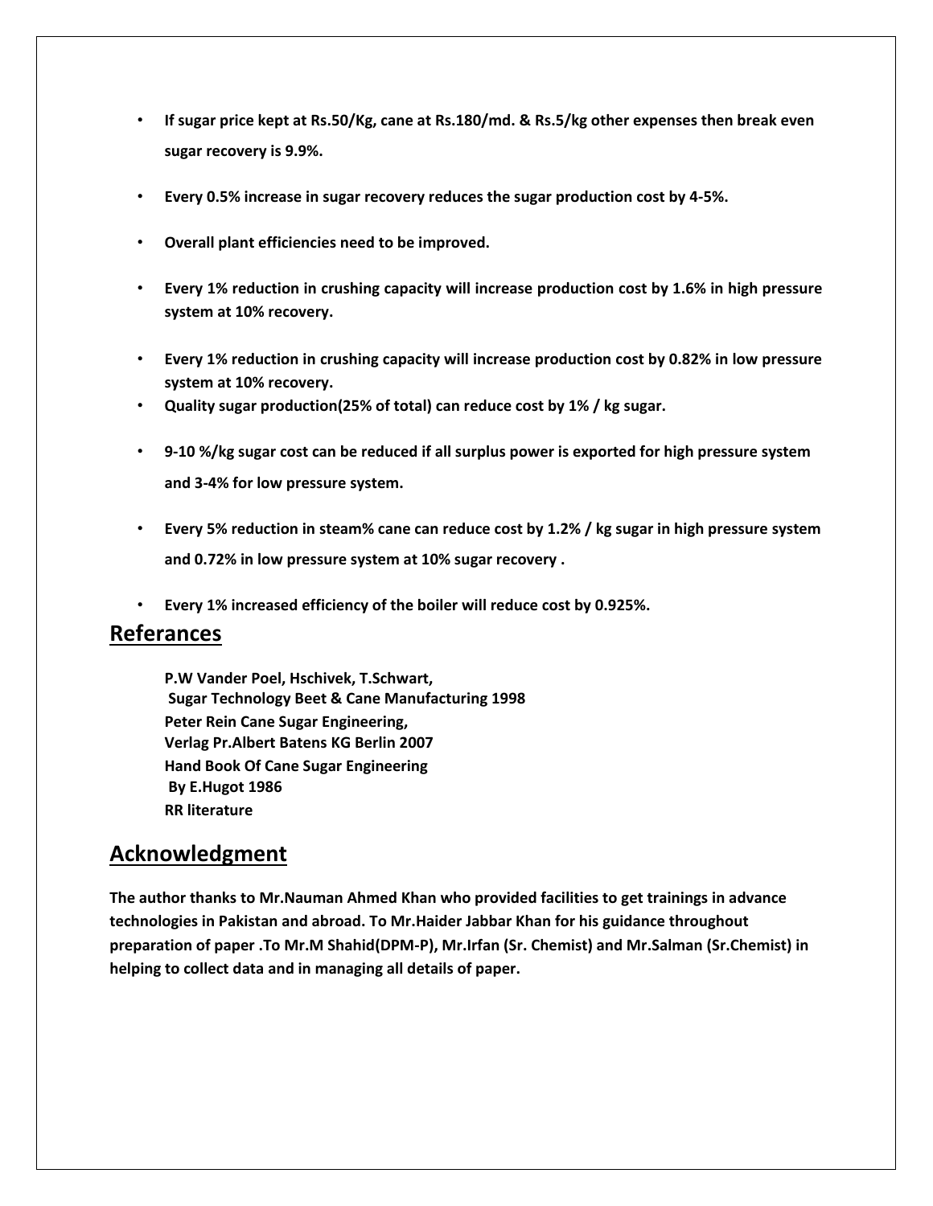- **If sugar price kept at Rs.50/Kg, cane at Rs.180/md. & Rs.5/kg other expenses then break even sugar recovery is 9.9%.**
- **Every 0.5% increase in sugar recovery reduces the sugar production cost by 4-5%.**
- **Overall plant efficiencies need to be improved.**
- **Every 1% reduction in crushing capacity will increase production cost by 1.6% in high pressure system at 10% recovery.**
- **Every 1% reduction in crushing capacity will increase production cost by 0.82% in low pressure system at 10% recovery.**
- **Quality sugar production(25% of total) can reduce cost by 1% / kg sugar.**
- **9-10 %/kg sugar cost can be reduced if all surplus power is exported for high pressure system and 3-4% for low pressure system.**
- **Every 5% reduction in steam% cane can reduce cost by 1.2% / kg sugar in high pressure system and 0.72% in low pressure system at 10% sugar recovery .**
- **Every 1% increased efficiency of the boiler will reduce cost by 0.925%.**

## Referances

**P.W Vander Poel, Hschivek, T.Schwart,**
**Sugar Technology Beet & Cane Manufacturing 1998**
**Peter Rein Cane Sugar Engineering,**
**Verlag Pr.Albert Batens KG Berlin 2007**
**Hand Book Of Cane Sugar Engineering**
**By E.Hugot 1986**
**RR literature**

## Acknowledgment

**The author thanks to Mr.Nauman Ahmed Khan who provided facilities to get trainings in advance technologies in Pakistan and abroad. To Mr.Haider Jabbar Khan for his guidance throughout preparation of paper .To Mr.M Shahid(DPM-P), Mr.Irfan (Sr. Chemist) and Mr.Salman (Sr.Chemist) in helping to collect data and in managing all details of paper.**